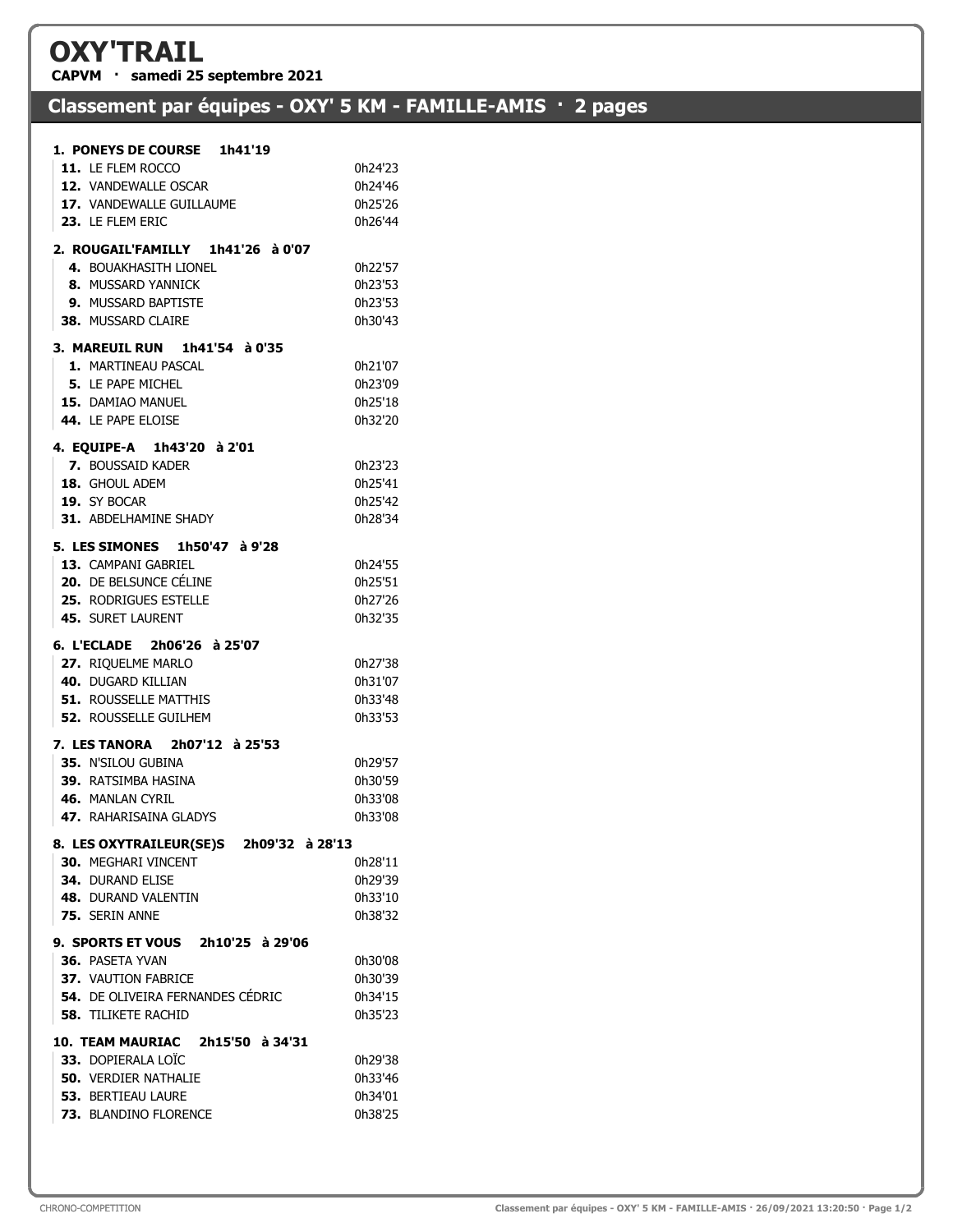# OXY'TRAIL

**CAPVM · samedi 25 septembre 2021**

## Classement par équipes - OXY' 5 KM - FAMILLE-AMIS · 2 pages

**1. PONEYS DE COURSE 1h41'19**

| | |
|---|---|
| **11.** LE FLEM ROCCO | 0h24'23 |
| **12.** VANDEWALLE OSCAR | 0h24'46 |
| **17.** VANDEWALLE GUILLAUME | 0h25'26 |
| **23.** LE FLEM ERIC | 0h26'44 |

**2. ROUGAIL'FAMILLY 1h41'26 à 0'07**

| | |
|---|---|
| **4.** BOUAKHASITH LIONEL | 0h22'57 |
| **8.** MUSSARD YANNICK | 0h23'53 |
| **9.** MUSSARD BAPTISTE | 0h23'53 |
| **38.** MUSSARD CLAIRE | 0h30'43 |

**3. MAREUIL RUN 1h41'54 à 0'35**

| | |
|---|---|
| **1.** MARTINEAU PASCAL | 0h21'07 |
| **5.** LE PAPE MICHEL | 0h23'09 |
| **15.** DAMIAO MANUEL | 0h25'18 |
| **44.** LE PAPE ELOISE | 0h32'20 |

**4. EQUIPE-A 1h43'20 à 2'01**

| | |
|---|---|
| **7.** BOUSSAID KADER | 0h23'23 |
| **18.** GHOUL ADEM | 0h25'41 |
| **19.** SY BOCAR | 0h25'42 |
| **31.** ABDELHAMINE SHADY | 0h28'34 |

**5. LES SIMONES 1h50'47 à 9'28**

| | |
|---|---|
| **13.** CAMPANI GABRIEL | 0h24'55 |
| **20.** DE BELSUNCE CÉLINE | 0h25'51 |
| **25.** RODRIGUES ESTELLE | 0h27'26 |
| **45.** SURET LAURENT | 0h32'35 |

**6. L'ECLADE 2h06'26 à 25'07**

| | |
|---|---|
| **27.** RIQUELME MARLO | 0h27'38 |
| **40.** DUGARD KILLIAN | 0h31'07 |
| **51.** ROUSSELLE MATTHIS | 0h33'48 |
| **52.** ROUSSELLE GUILHEM | 0h33'53 |

**7. LES TANORA 2h07'12 à 25'53**

| | |
|---|---|
| **35.** N'SILOU GUBINA | 0h29'57 |
| **39.** RATSIMBA HASINA | 0h30'59 |
| **46.** MANLAN CYRIL | 0h33'08 |
| **47.** RAHARISAINA GLADYS | 0h33'08 |

**8. LES OXYTRAILEUR(SE)S 2h09'32 à 28'13**

| | |
|---|---|
| **30.** MEGHARI VINCENT | 0h28'11 |
| **34.** DURAND ELISE | 0h29'39 |
| **48.** DURAND VALENTIN | 0h33'10 |
| **75.** SERIN ANNE | 0h38'32 |

**9. SPORTS ET VOUS 2h10'25 à 29'06**

| | |
|---|---|
| **36.** PASETA YVAN | 0h30'08 |
| **37.** VAUTION FABRICE | 0h30'39 |
| **54.** DE OLIVEIRA FERNANDES CÉDRIC | 0h34'15 |
| **58.** TILIKETE RACHID | 0h35'23 |

**10. TEAM MAURIAC 2h15'50 à 34'31**

| | |
|---|---|
| **33.** DOPIERALA LOÏC | 0h29'38 |
| **50.** VERDIER NATHALIE | 0h33'46 |
| **53.** BERTIEAU LAURE | 0h34'01 |
| **73.** BLANDINO FLORENCE | 0h38'25 |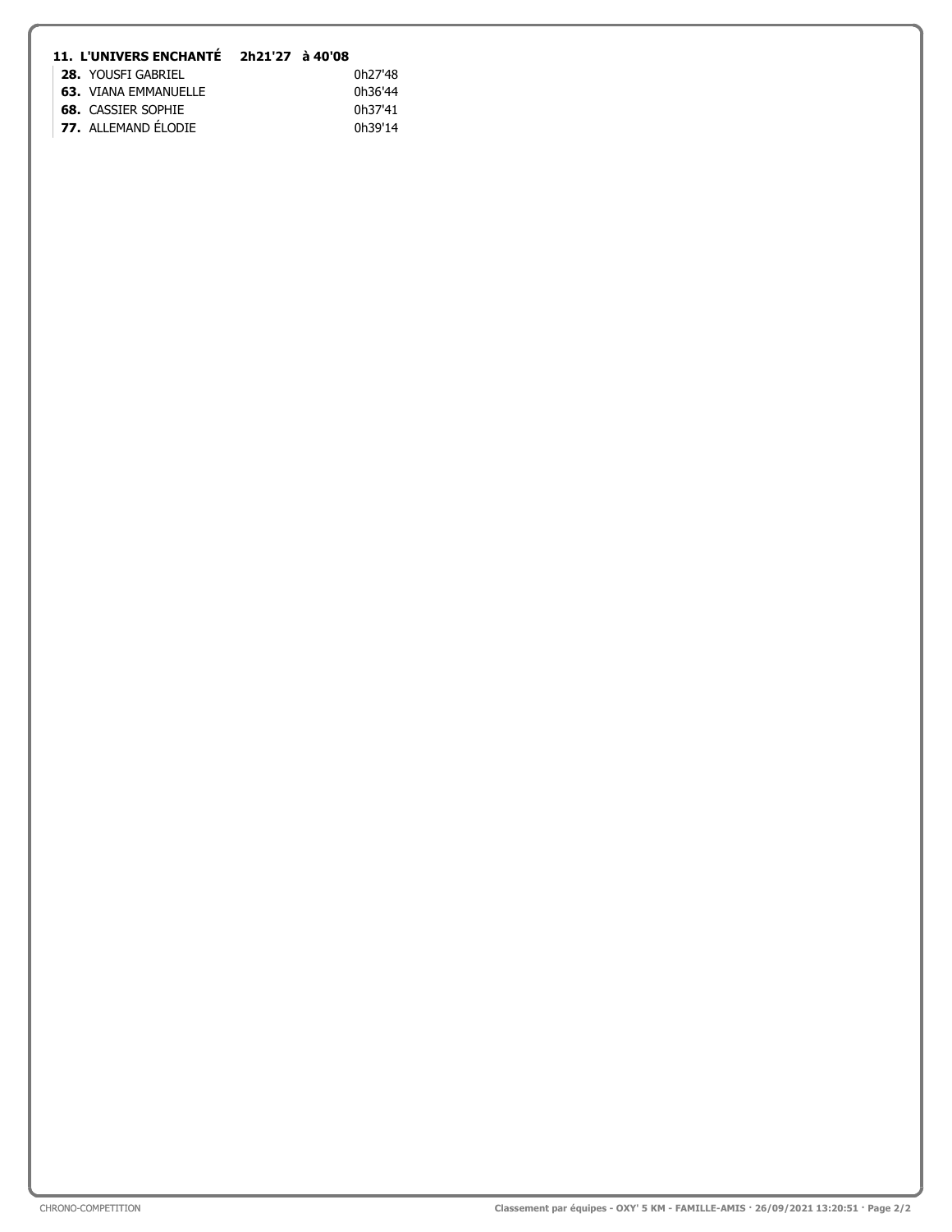**11. L'UNIVERS ENCHANTÉ 2h21'27 à 40'08**

| | |
|---|---|
| **28.** YOUSFI GABRIEL | 0h27'48 |
| **63.** VIANA EMMANUELLE | 0h36'44 |
| **68.** CASSIER SOPHIE | 0h37'41 |
| **77.** ALLEMAND ÉLODIE | 0h39'14 |